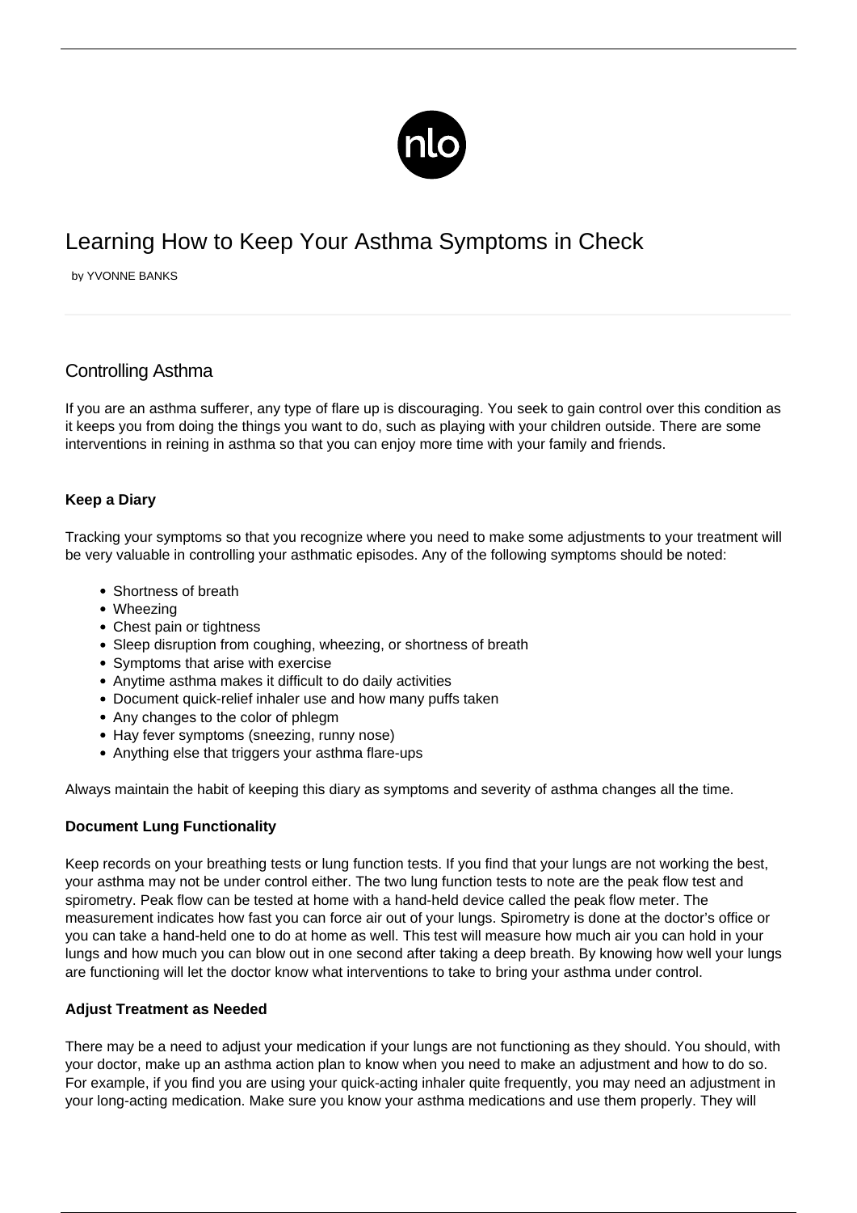# Learning How to Keep Your Asthma Symptoms in Check

by YVONNE BANKS

## Controlling Asthma

If you are an asthma sufferer, any type of flare up is discouraging. You seek to gain control over this condition as it keeps you from doing the things you want to do, such as playing with your children outside. There are some interventions in reining in asthma so that you can enjoy more time with your family and friends.

**Keep a Diary**

Tracking your symptoms so that you recognize where you need to make some adjustments to your treatment will be very valuable in controlling your asthmatic episodes. Any of the following symptoms should be noted:

- Shortness of breath
- Wheezing
- Chest pain or tightness
- Sleep disruption from coughing, wheezing, or shortness of breath
- Symptoms that arise with exercise
- Anytime asthma makes it difficult to do daily activities
- Document quick-relief inhaler use and how many puffs taken
- Any changes to the color of phlegm
- Hay fever symptoms (sneezing, runny nose)
- Anything else that triggers your asthma flare-ups

Always maintain the habit of keeping this diary as symptoms and severity of asthma changes all the time.

**Document Lung Functionality**

Keep records on your breathing tests or lung function tests. If you find that your lungs are not working the best, your asthma may not be under control either. The two lung function tests to note are the peak flow test and spirometry. Peak flow can be tested at home with a hand-held device called the peak flow meter. The measurement indicates how fast you can force air out of your lungs. Spirometry is done at the doctor's office or you can take a hand-held one to do at home as well. This test will measure how much air you can hold in your lungs and how much you can blow out in one second after taking a deep breath. By knowing how well your lungs are functioning will let the doctor know what interventions to take to bring your asthma under control.

**Adjust Treatment as Needed**

There may be a need to adjust your medication if your lungs are not functioning as they should. You should, with your doctor, make up an asthma action plan to know when you need to make an adjustment and how to do so. For example, if you find you are using your quick-acting inhaler quite frequently, you may need an adjustment in your long-acting medication. Make sure you know your asthma medications and use them properly. They will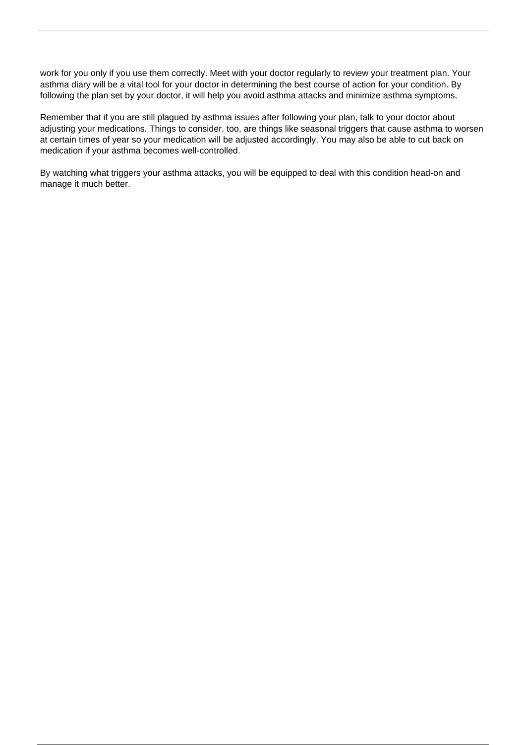work for you only if you use them correctly. Meet with your doctor regularly to review your treatment plan. Your asthma diary will be a vital tool for your doctor in determining the best course of action for your condition. By following the plan set by your doctor, it will help you avoid asthma attacks and minimize asthma symptoms.

Remember that if you are still plagued by asthma issues after following your plan, talk to your doctor about adjusting your medications. Things to consider, too, are things like seasonal triggers that cause asthma to worsen at certain times of year so your medication will be adjusted accordingly. You may also be able to cut back on medication if your asthma becomes well-controlled.

By watching what triggers your asthma attacks, you will be equipped to deal with this condition head-on and manage it much better.